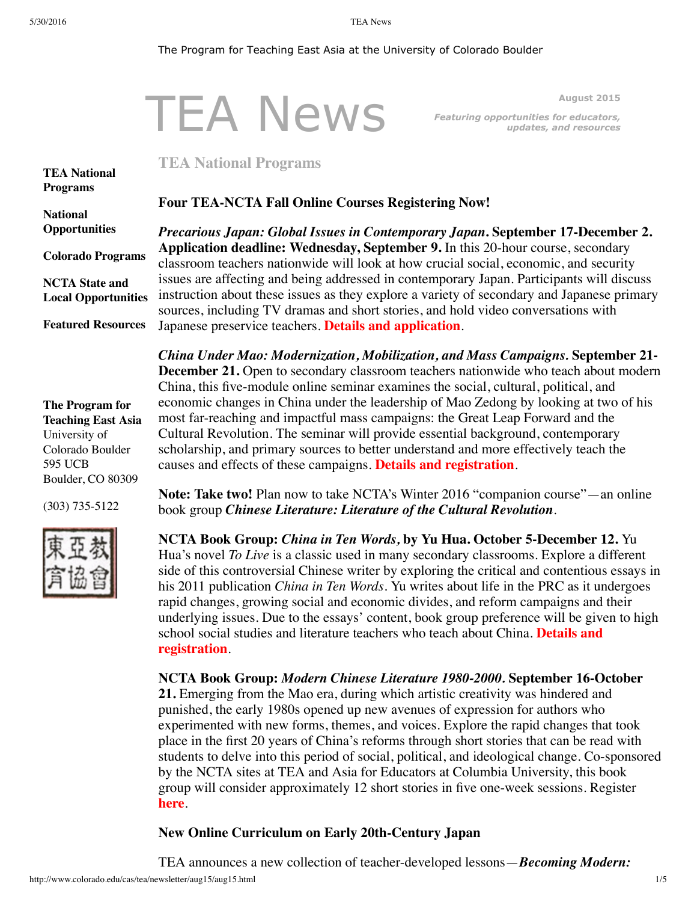The Program for Teaching East Asia at the University of Colorado Boulder

# TEA News

**August 2015**

***Featuring opportunities for educators, updates, and resources***

**TEA National Programs**

**National Opportunities**

**Colorado Programs**

**NCTA State and Local Opportunities**

**Featured Resources**

**The Program for Teaching East Asia**
University of Colorado Boulder
595 UCB
Boulder, CO 80309

(303) 735-5122

東亞教育協會

## TEA National Programs

### Four TEA-NCTA Fall Online Courses Registering Now!

***Precarious Japan: Global Issues in Contemporary Japan*. September 17-December 2. Application deadline: Wednesday, September 9.** In this 20-hour course, secondary classroom teachers nationwide will look at how crucial social, economic, and security issues are affecting and being addressed in contemporary Japan. Participants will discuss instruction about these issues as they explore a variety of secondary and Japanese primary sources, including TV dramas and short stories, and hold video conversations with Japanese preservice teachers. **Details and application**.

***China Under Mao: Modernization, Mobilization, and Mass Campaigns*. September 21-December 21.** Open to secondary classroom teachers nationwide who teach about modern China, this five-module online seminar examines the social, cultural, political, and economic changes in China under the leadership of Mao Zedong by looking at two of his most far-reaching and impactful mass campaigns: the Great Leap Forward and the Cultural Revolution. The seminar will provide essential background, contemporary scholarship, and primary sources to better understand and more effectively teach the causes and effects of these campaigns. **Details and registration**.

**Note: Take two!** Plan now to take NCTA's Winter 2016 "companion course"—an online book group ***Chinese Literature: Literature of the Cultural Revolution***.

**NCTA Book Group: *China in Ten Words*, by Yu Hua. October 5-December 12.** Yu Hua's novel *To Live* is a classic used in many secondary classrooms. Explore a different side of this controversial Chinese writer by exploring the critical and contentious essays in his 2011 publication *China in Ten Words*. Yu writes about life in the PRC as it undergoes rapid changes, growing social and economic divides, and reform campaigns and their underlying issues. Due to the essays' content, book group preference will be given to high school social studies and literature teachers who teach about China. **Details and registration**.

**NCTA Book Group: *Modern Chinese Literature 1980-2000*. September 16-October 21.** Emerging from the Mao era, during which artistic creativity was hindered and punished, the early 1980s opened up new avenues of expression for authors who experimented with new forms, themes, and voices. Explore the rapid changes that took place in the first 20 years of China's reforms through short stories that can be read with students to delve into this period of social, political, and ideological change. Co-sponsored by the NCTA sites at TEA and Asia for Educators at Columbia University, this book group will consider approximately 12 short stories in five one-week sessions. Register **here**.

### New Online Curriculum on Early 20th-Century Japan

TEA announces a new collection of teacher-developed lessons—***Becoming Modern:***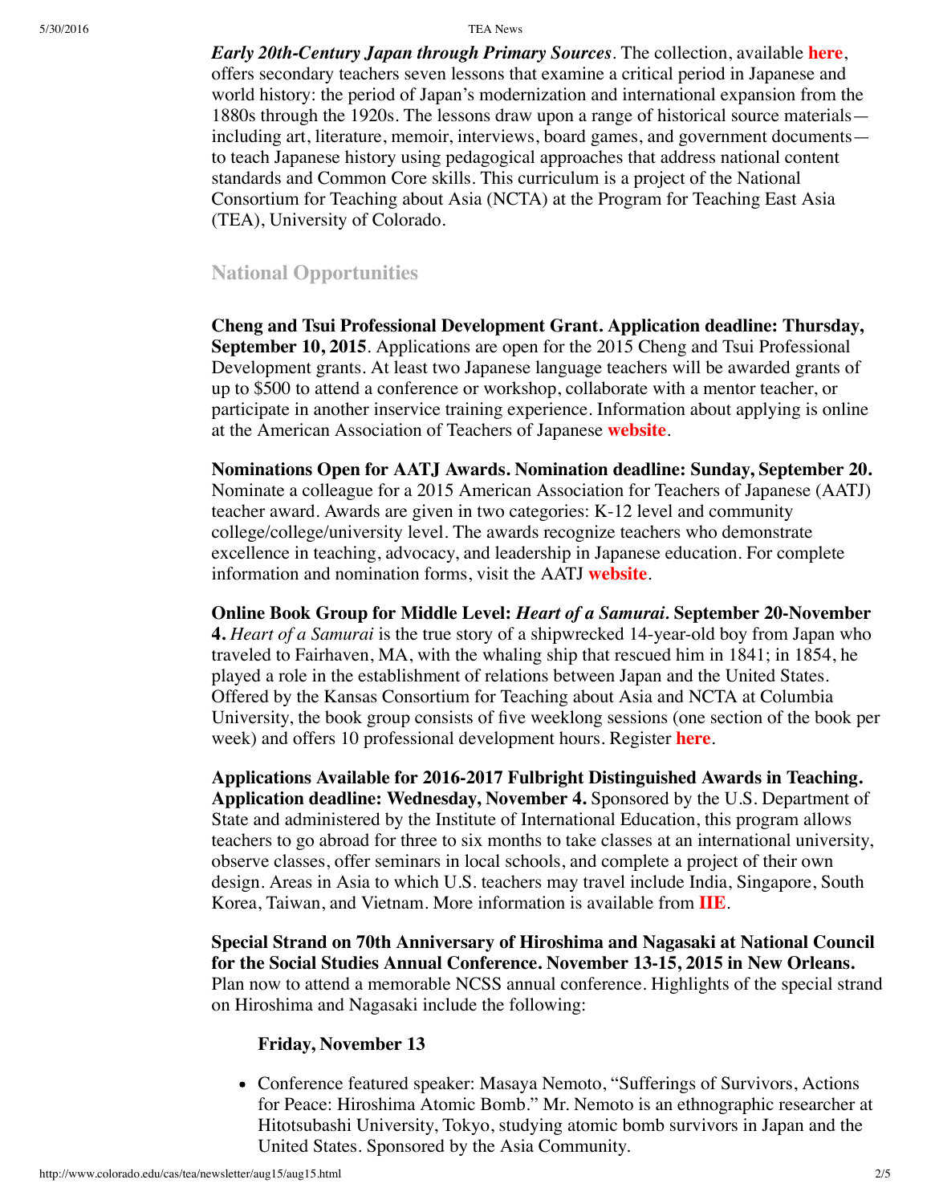*Early 20th-Century Japan through Primary Sources*. The collection, available **here**, offers secondary teachers seven lessons that examine a critical period in Japanese and world history: the period of Japan's modernization and international expansion from the 1880s through the 1920s. The lessons draw upon a range of historical source materials—including art, literature, memoir, interviews, board games, and government documents—to teach Japanese history using pedagogical approaches that address national content standards and Common Core skills. This curriculum is a project of the National Consortium for Teaching about Asia (NCTA) at the Program for Teaching East Asia (TEA), University of Colorado.

## National Opportunities

**Cheng and Tsui Professional Development Grant. Application deadline: Thursday, September 10, 2015**. Applications are open for the 2015 Cheng and Tsui Professional Development grants. At least two Japanese language teachers will be awarded grants of up to $500 to attend a conference or workshop, collaborate with a mentor teacher, or participate in another inservice training experience. Information about applying is online at the American Association of Teachers of Japanese **website**.

**Nominations Open for AATJ Awards. Nomination deadline: Sunday, September 20.** Nominate a colleague for a 2015 American Association for Teachers of Japanese (AATJ) teacher award. Awards are given in two categories: K-12 level and community college/college/university level. The awards recognize teachers who demonstrate excellence in teaching, advocacy, and leadership in Japanese education. For complete information and nomination forms, visit the AATJ **website**.

**Online Book Group for Middle Level: *Heart of a Samurai*. September 20-November 4.** *Heart of a Samurai* is the true story of a shipwrecked 14-year-old boy from Japan who traveled to Fairhaven, MA, with the whaling ship that rescued him in 1841; in 1854, he played a role in the establishment of relations between Japan and the United States. Offered by the Kansas Consortium for Teaching about Asia and NCTA at Columbia University, the book group consists of five weeklong sessions (one section of the book per week) and offers 10 professional development hours. Register **here**.

**Applications Available for 2016-2017 Fulbright Distinguished Awards in Teaching. Application deadline: Wednesday, November 4.** Sponsored by the U.S. Department of State and administered by the Institute of International Education, this program allows teachers to go abroad for three to six months to take classes at an international university, observe classes, offer seminars in local schools, and complete a project of their own design. Areas in Asia to which U.S. teachers may travel include India, Singapore, South Korea, Taiwan, and Vietnam. More information is available from **IIE**.

**Special Strand on 70th Anniversary of Hiroshima and Nagasaki at National Council for the Social Studies Annual Conference. November 13-15, 2015 in New Orleans.** Plan now to attend a memorable NCSS annual conference. Highlights of the special strand on Hiroshima and Nagasaki include the following:

**Friday, November 13**

- Conference featured speaker: Masaya Nemoto, "Sufferings of Survivors, Actions for Peace: Hiroshima Atomic Bomb." Mr. Nemoto is an ethnographic researcher at Hitotsubashi University, Tokyo, studying atomic bomb survivors in Japan and the United States. Sponsored by the Asia Community.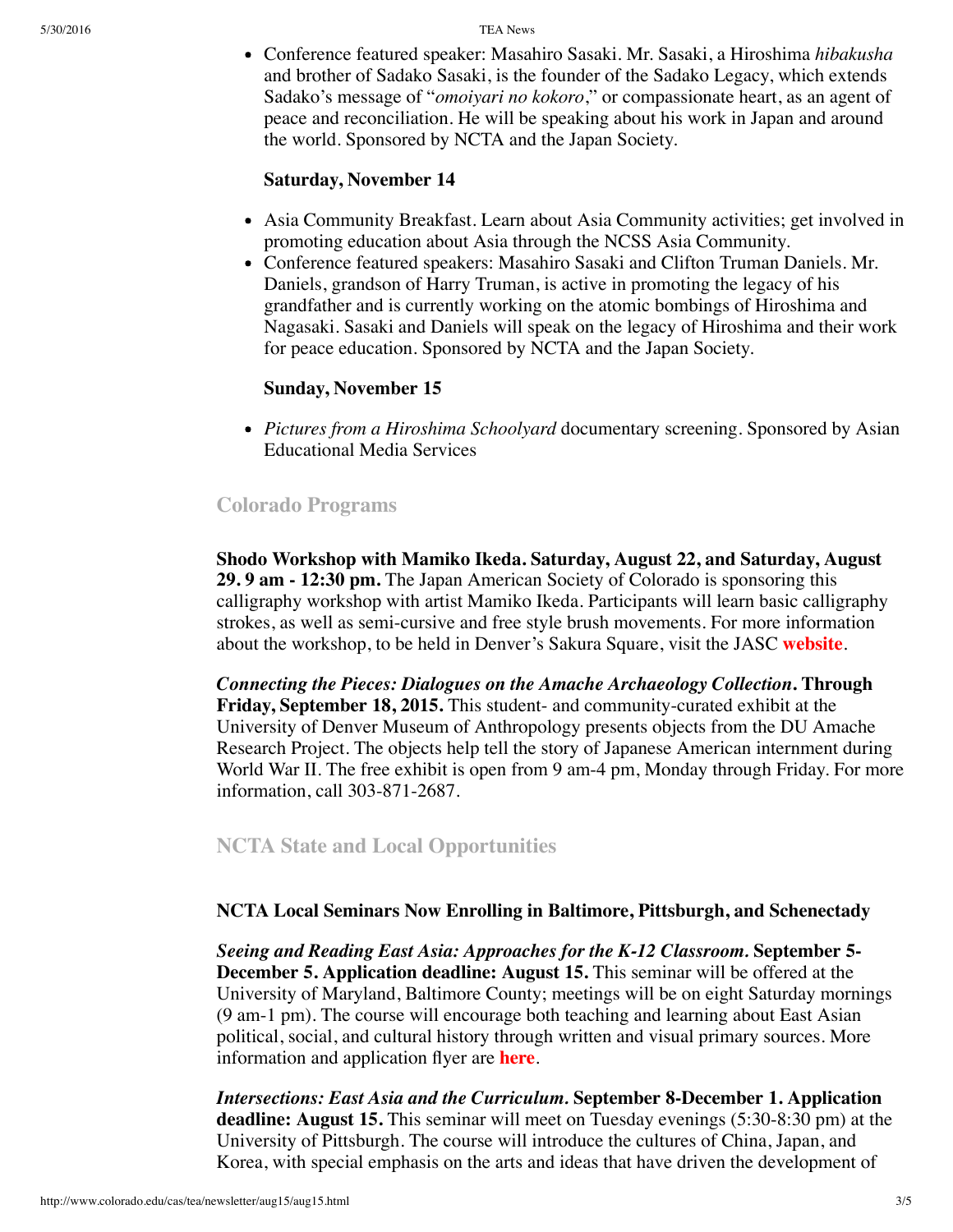- Conference featured speaker: Masahiro Sasaki. Mr. Sasaki, a Hiroshima *hibakusha* and brother of Sadako Sasaki, is the founder of the Sadako Legacy, which extends Sadako's message of "*omoiyari no kokoro*," or compassionate heart, as an agent of peace and reconciliation. He will be speaking about his work in Japan and around the world. Sponsored by NCTA and the Japan Society.

**Saturday, November 14**

- Asia Community Breakfast. Learn about Asia Community activities; get involved in promoting education about Asia through the NCSS Asia Community.
- Conference featured speakers: Masahiro Sasaki and Clifton Truman Daniels. Mr. Daniels, grandson of Harry Truman, is active in promoting the legacy of his grandfather and is currently working on the atomic bombings of Hiroshima and Nagasaki. Sasaki and Daniels will speak on the legacy of Hiroshima and their work for peace education. Sponsored by NCTA and the Japan Society.

**Sunday, November 15**

- *Pictures from a Hiroshima Schoolyard* documentary screening. Sponsored by Asian Educational Media Services

## Colorado Programs

**Shodo Workshop with Mamiko Ikeda. Saturday, August 22, and Saturday, August 29. 9 am - 12:30 pm.** The Japan American Society of Colorado is sponsoring this calligraphy workshop with artist Mamiko Ikeda. Participants will learn basic calligraphy strokes, as well as semi-cursive and free style brush movements. For more information about the workshop, to be held in Denver's Sakura Square, visit the JASC **website**.

***Connecting the Pieces: Dialogues on the Amache Archaeology Collection*. Through Friday, September 18, 2015.** This student- and community-curated exhibit at the University of Denver Museum of Anthropology presents objects from the DU Amache Research Project. The objects help tell the story of Japanese American internment during World War II. The free exhibit is open from 9 am-4 pm, Monday through Friday. For more information, call 303-871-2687.

## NCTA State and Local Opportunities

**NCTA Local Seminars Now Enrolling in Baltimore, Pittsburgh, and Schenectady**

***Seeing and Reading East Asia: Approaches for the K-12 Classroom.* September 5-December 5. Application deadline: August 15.** This seminar will be offered at the University of Maryland, Baltimore County; meetings will be on eight Saturday mornings (9 am-1 pm). The course will encourage both teaching and learning about East Asian political, social, and cultural history through written and visual primary sources. More information and application flyer are **here**.

***Intersections: East Asia and the Curriculum.* September 8-December 1. Application deadline: August 15.** This seminar will meet on Tuesday evenings (5:30-8:30 pm) at the University of Pittsburgh. The course will introduce the cultures of China, Japan, and Korea, with special emphasis on the arts and ideas that have driven the development of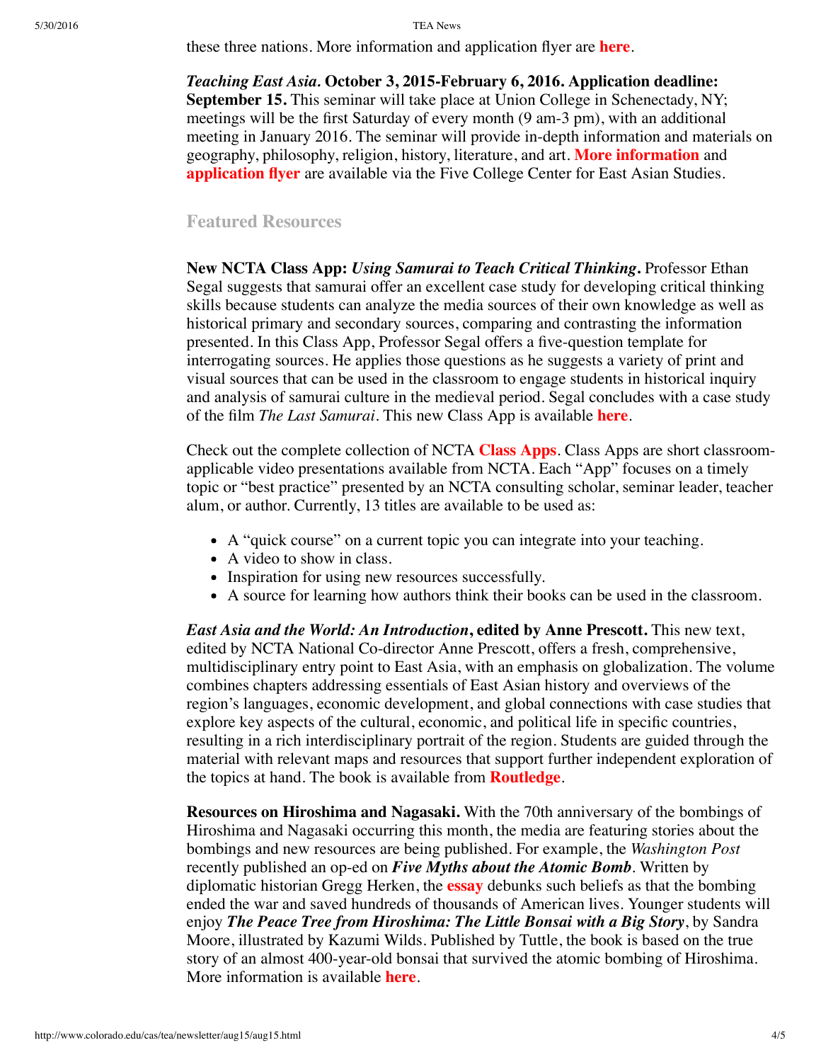these three nations. More information and application flyer are **here**.

***Teaching East Asia*. October 3, 2015-February 6, 2016. Application deadline: September 15.** This seminar will take place at Union College in Schenectady, NY; meetings will be the first Saturday of every month (9 am-3 pm), with an additional meeting in January 2016. The seminar will provide in-depth information and materials on geography, philosophy, religion, history, literature, and art. **More information** and **application flyer** are available via the Five College Center for East Asian Studies.

## Featured Resources

**New NCTA Class App: *Using Samurai to Teach Critical Thinking*.** Professor Ethan Segal suggests that samurai offer an excellent case study for developing critical thinking skills because students can analyze the media sources of their own knowledge as well as historical primary and secondary sources, comparing and contrasting the information presented. In this Class App, Professor Segal offers a five-question template for interrogating sources. He applies those questions as he suggests a variety of print and visual sources that can be used in the classroom to engage students in historical inquiry and analysis of samurai culture in the medieval period. Segal concludes with a case study of the film *The Last Samurai*. This new Class App is available **here**.

Check out the complete collection of NCTA **Class Apps**. Class Apps are short classroom-applicable video presentations available from NCTA. Each "App" focuses on a timely topic or "best practice" presented by an NCTA consulting scholar, seminar leader, teacher alum, or author. Currently, 13 titles are available to be used as:

- A "quick course" on a current topic you can integrate into your teaching.
- A video to show in class.
- Inspiration for using new resources successfully.
- A source for learning how authors think their books can be used in the classroom.

***East Asia and the World: An Introduction*, edited by Anne Prescott.** This new text, edited by NCTA National Co-director Anne Prescott, offers a fresh, comprehensive, multidisciplinary entry point to East Asia, with an emphasis on globalization. The volume combines chapters addressing essentials of East Asian history and overviews of the region's languages, economic development, and global connections with case studies that explore key aspects of the cultural, economic, and political life in specific countries, resulting in a rich interdisciplinary portrait of the region. Students are guided through the material with relevant maps and resources that support further independent exploration of the topics at hand. The book is available from **Routledge**.

**Resources on Hiroshima and Nagasaki.** With the 70th anniversary of the bombings of Hiroshima and Nagasaki occurring this month, the media are featuring stories about the bombings and new resources are being published. For example, the *Washington Post* recently published an op-ed on ***Five Myths about the Atomic Bomb***. Written by diplomatic historian Gregg Herken, the **essay** debunks such beliefs as that the bombing ended the war and saved hundreds of thousands of American lives. Younger students will enjoy ***The Peace Tree from Hiroshima: The Little Bonsai with a Big Story***, by Sandra Moore, illustrated by Kazumi Wilds. Published by Tuttle, the book is based on the true story of an almost 400-year-old bonsai that survived the atomic bombing of Hiroshima. More information is available **here**.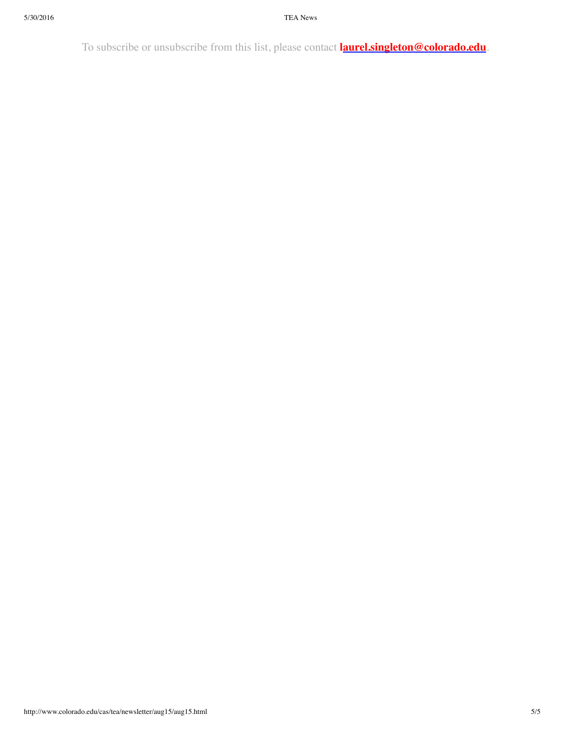To subscribe or unsubscribe from this list, please contact **laurel.singleton@colorado.edu**.